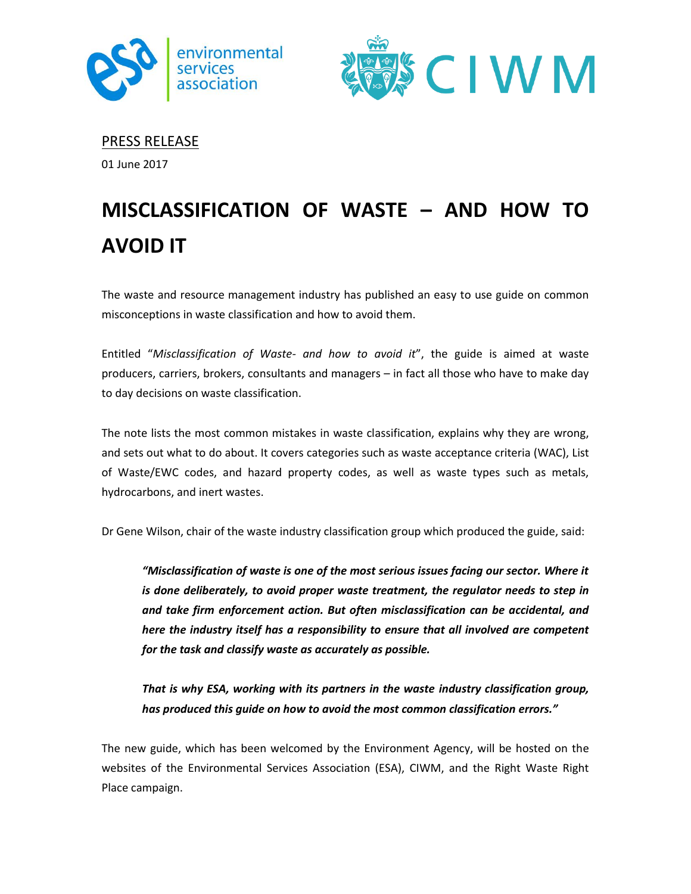PRESS RELEASE

01 June 2017

# MISCLASSIFICATION OF WASTE – AND HOW TO AVOID IT

The waste and resource management industry has published an easy to use guide on common misconceptions in waste classification and how to avoid them.

Entitled "*Misclassification of Waste- and how to avoid it*", the guide is aimed at waste producers, carriers, brokers, consultants and managers – in fact all those who have to make day to day decisions on waste classification.

The note lists the most common mistakes in waste classification, explains why they are wrong, and sets out what to do about. It covers categories such as waste acceptance criteria (WAC), List of Waste/EWC codes, and hazard property codes, as well as waste types such as metals, hydrocarbons, and inert wastes.

Dr Gene Wilson, chair of the waste industry classification group which produced the guide, said:

> ***"Misclassification of waste is one of the most serious issues facing our sector. Where it is done deliberately, to avoid proper waste treatment, the regulator needs to step in and take firm enforcement action. But often misclassification can be accidental, and here the industry itself has a responsibility to ensure that all involved are competent for the task and classify waste as accurately as possible.***
>
> ***That is why ESA, working with its partners in the waste industry classification group, has produced this guide on how to avoid the most common classification errors."***

The new guide, which has been welcomed by the Environment Agency, will be hosted on the websites of the Environmental Services Association (ESA), CIWM, and the Right Waste Right Place campaign.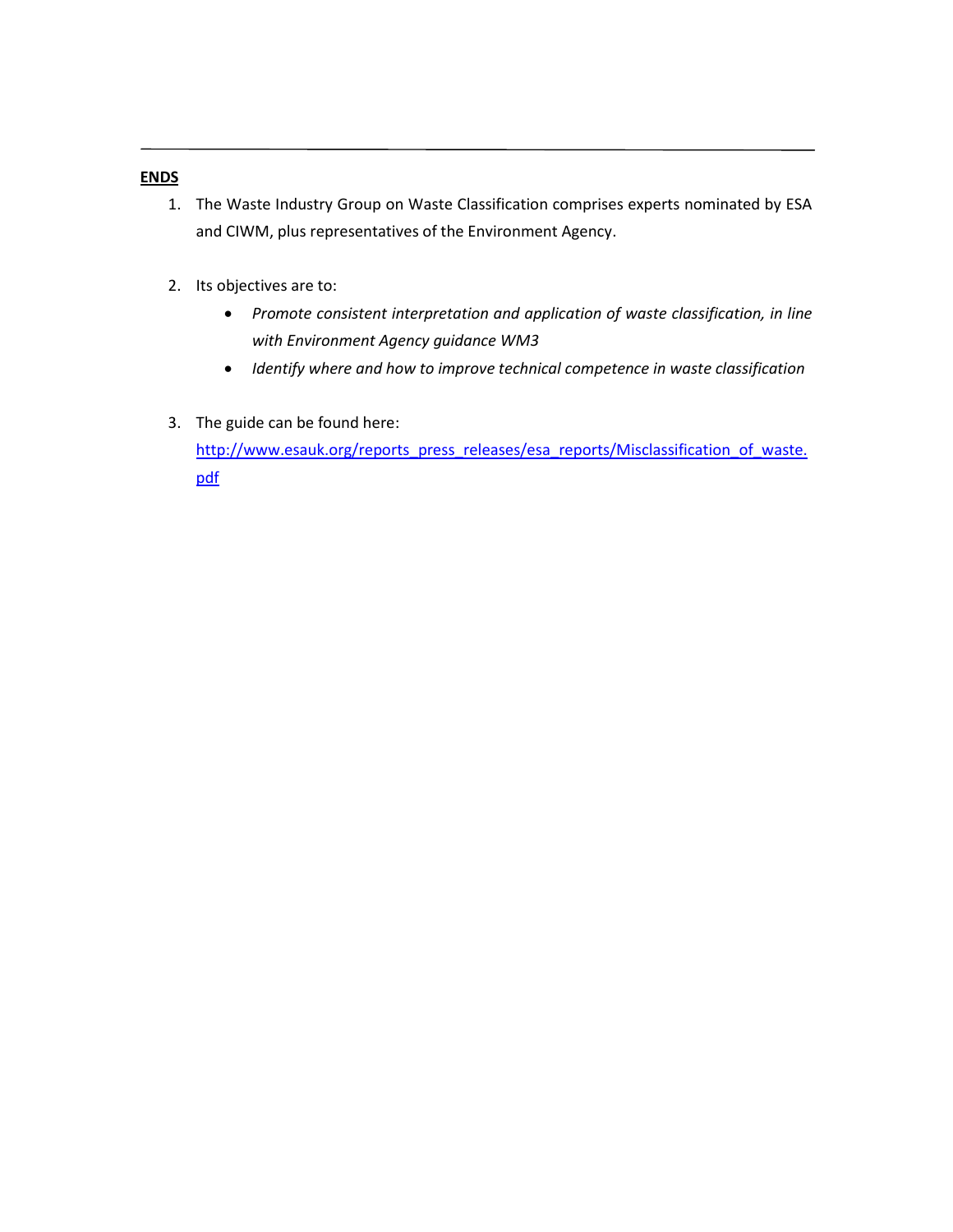---

**ENDS**

1. The Waste Industry Group on Waste Classification comprises experts nominated by ESA and CIWM, plus representatives of the Environment Agency.

2. Its objectives are to:
   - *Promote consistent interpretation and application of waste classification, in line with Environment Agency guidance WM3*
   - *Identify where and how to improve technical competence in waste classification*

3. The guide can be found here: [http://www.esauk.org/reports_press_releases/esa_reports/Misclassification_of_waste.pdf](http://www.esauk.org/reports_press_releases/esa_reports/Misclassification_of_waste.pdf)